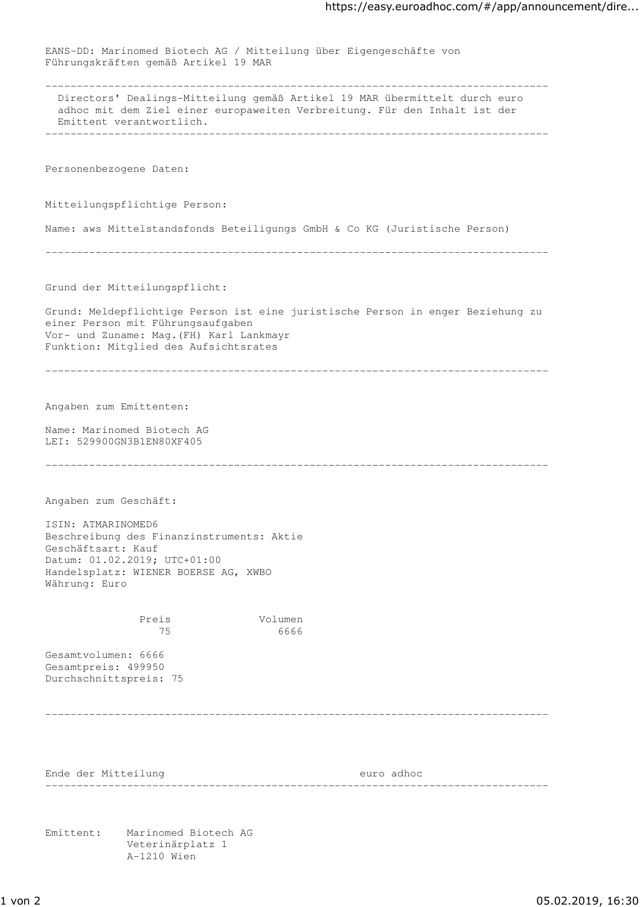EANS-DD: Marinomed Biotech AG / Mitteilung über Eigengeschäfte von Führungskräften gemäß Artikel 19 MAR

---

Directors' Dealings-Mitteilung gemäß Artikel 19 MAR übermittelt durch euro adhoc mit dem Ziel einer europaweiten Verbreitung. Für den Inhalt ist der Emittent verantwortlich.

---

Personenbezogene Daten:

Mitteilungspflichtige Person:

Name: aws Mittelstandsfonds Beteiligungs GmbH & Co KG (Juristische Person)

---

Grund der Mitteilungspflicht:

Grund: Meldepflichtige Person ist eine juristische Person in enger Beziehung zu einer Person mit Führungsaufgaben
Vor- und Zuname: Mag.(FH) Karl Lankmayr
Funktion: Mitglied des Aufsichtsrates

---

Angaben zum Emittenten:

Name: Marinomed Biotech AG
LEI: 529900GN3B1EN80XF405

---

Angaben zum Geschäft:

ISIN: ATMARINOMED6
Beschreibung des Finanzinstruments: Aktie
Geschäftsart: Kauf
Datum: 01.02.2019; UTC+01:00
Handelsplatz: WIENER BOERSE AG, XWBO
Währung: Euro

| Preis | Volumen |
|---|---|
| 75 | 6666 |

Gesamtvolumen: 6666
Gesamtpreis: 499950
Durchschnittspreis: 75

---

Ende der Mitteilung euro adhoc

---

Emittent: Marinomed Biotech AG
Veterinärplatz 1
A-1210 Wien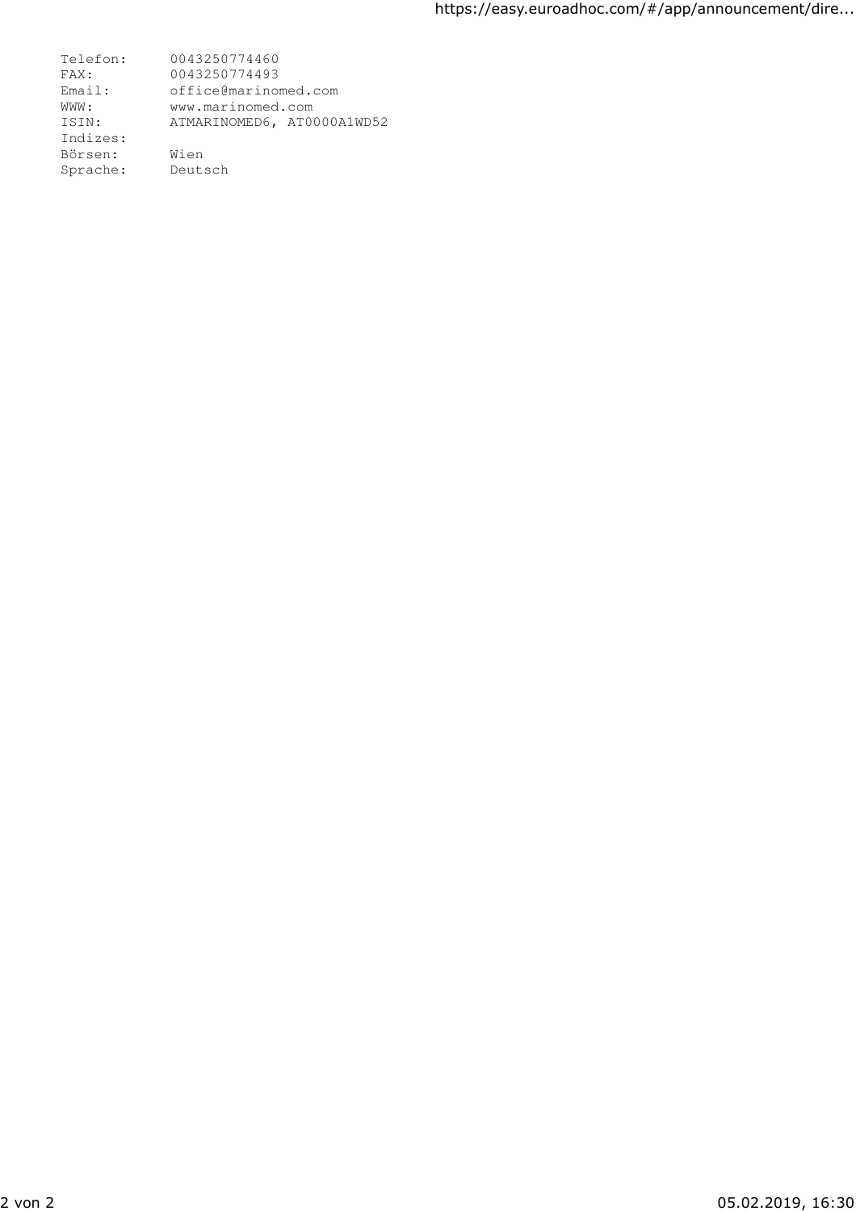```
Telefon:     0043250774460
FAX:         0043250774493
Email:       office@marinomed.com
WWW:         www.marinomed.com
ISIN:        ATMARINOMED6, AT0000A1WD52
Indizes:
Börsen:      Wien
Sprache:     Deutsch
```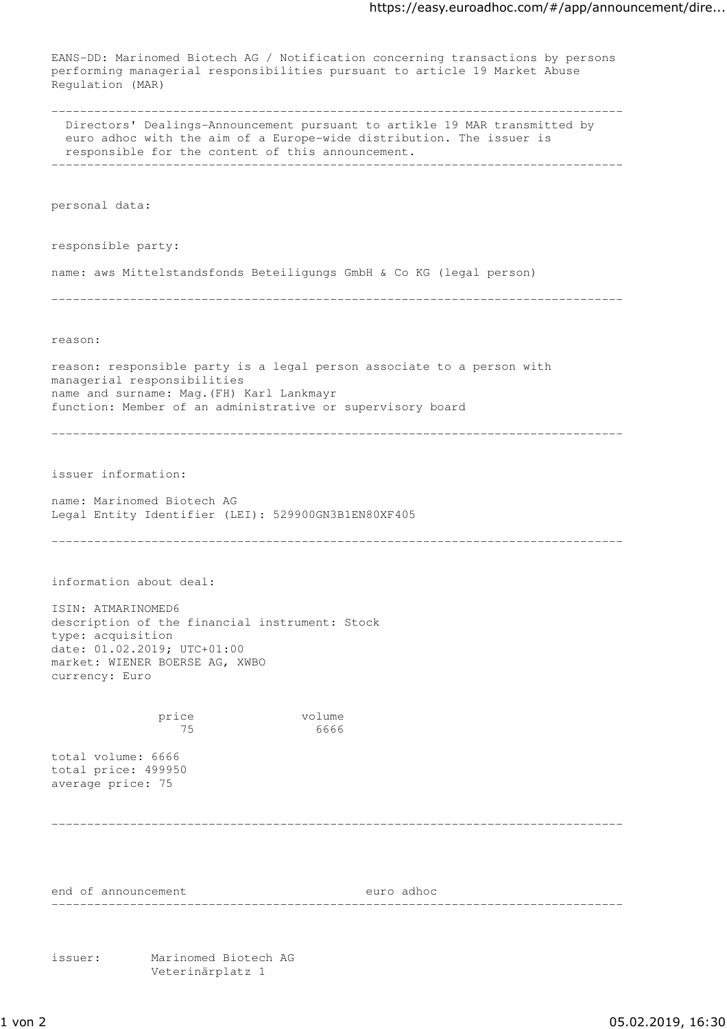EANS-DD: Marinomed Biotech AG / Notification concerning transactions by persons performing managerial responsibilities pursuant to article 19 Market Abuse Regulation (MAR)

---

Directors' Dealings-Announcement pursuant to artikle 19 MAR transmitted by euro adhoc with the aim of a Europe-wide distribution. The issuer is responsible for the content of this announcement.

---

personal data:

responsible party:

name: aws Mittelstandsfonds Beteiligungs GmbH & Co KG (legal person)

---

reason:

reason: responsible party is a legal person associate to a person with managerial responsibilities
name and surname: Mag.(FH) Karl Lankmayr
function: Member of an administrative or supervisory board

---

issuer information:

name: Marinomed Biotech AG
Legal Entity Identifier (LEI): 529900GN3B1EN80XF405

---

information about deal:

ISIN: ATMARINOMED6
description of the financial instrument: Stock
type: acquisition
date: 01.02.2019; UTC+01:00
market: WIENER BOERSE AG, XWBO
currency: Euro

| price | volume |
|---|---|
| 75 | 6666 |

total volume: 6666
total price: 499950
average price: 75

---

end of announcement euro adhoc

---

issuer: Marinomed Biotech AG
Veterinärplatz 1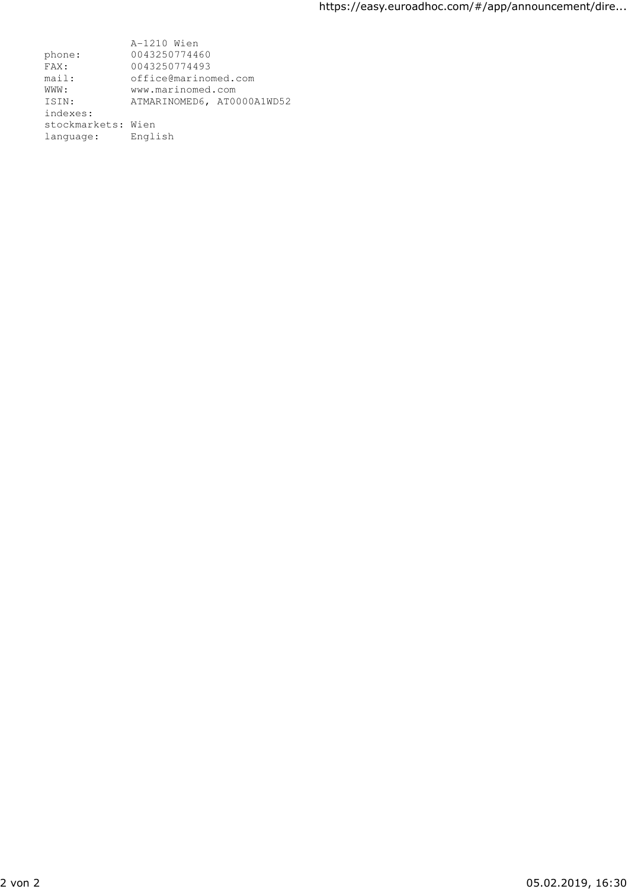```
               A-1210 Wien
phone:         0043250774460
FAX:           0043250774493
mail:          office@marinomed.com
WWW:           www.marinomed.com
ISIN:          ATMARINOMED6, AT0000A1WD52
indexes:
stockmarkets: Wien
language:      English
```